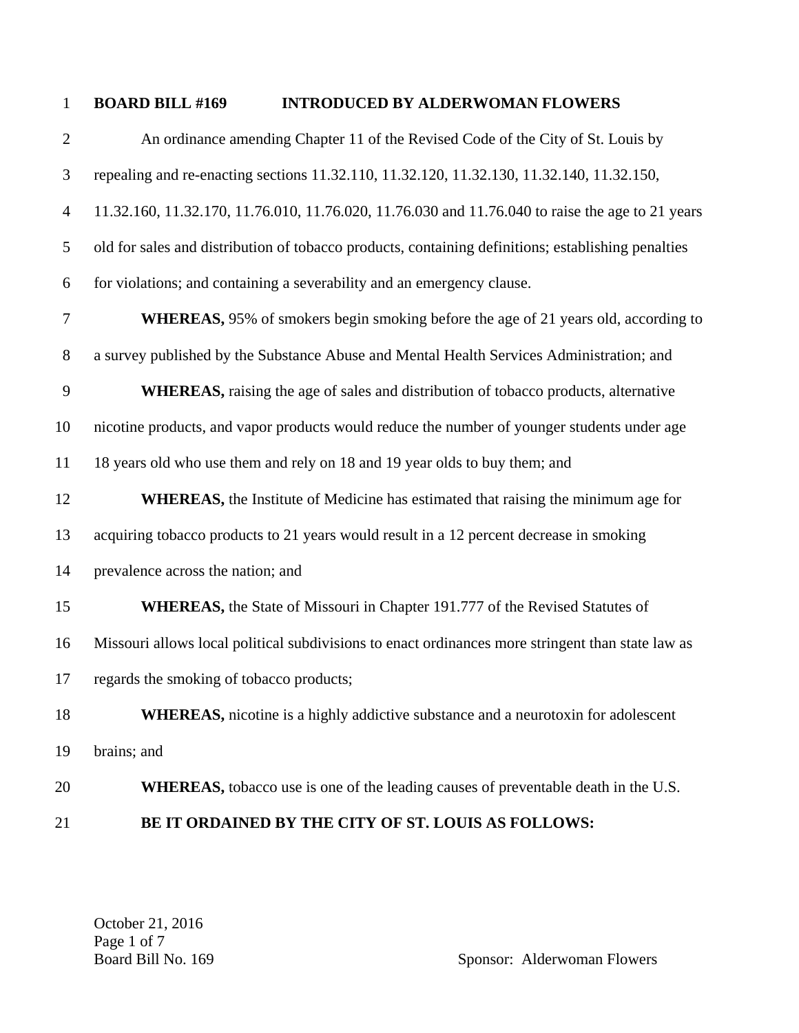**BOARD BILL #169 INTRODUCED BY ALDERWOMAN FLOWERS**

An ordinance amending Chapter 11 of the Revised Code of the City of St. Louis by repealing and re-enacting sections 11.32.110, 11.32.120, 11.32.130, 11.32.140, 11.32.150, 11.32.160, 11.32.170, 11.76.010, 11.76.020, 11.76.030 and 11.76.040 to raise the age to 21 years old for sales and distribution of tobacco products, containing definitions; establishing penalties for violations; and containing a severability and an emergency clause.

**WHEREAS,** 95% of smokers begin smoking before the age of 21 years old, according to a survey published by the Substance Abuse and Mental Health Services Administration; and

**WHEREAS,** raising the age of sales and distribution of tobacco products, alternative nicotine products, and vapor products would reduce the number of younger students under age 18 years old who use them and rely on 18 and 19 year olds to buy them; and

**WHEREAS,** the Institute of Medicine has estimated that raising the minimum age for acquiring tobacco products to 21 years would result in a 12 percent decrease in smoking prevalence across the nation; and

**WHEREAS,** the State of Missouri in Chapter 191.777 of the Revised Statutes of Missouri allows local political subdivisions to enact ordinances more stringent than state law as regards the smoking of tobacco products;

**WHEREAS,** nicotine is a highly addictive substance and a neurotoxin for adolescent brains; and

**WHEREAS,** tobacco use is one of the leading causes of preventable death in the U.S.

**BE IT ORDAINED BY THE CITY OF ST. LOUIS AS FOLLOWS:**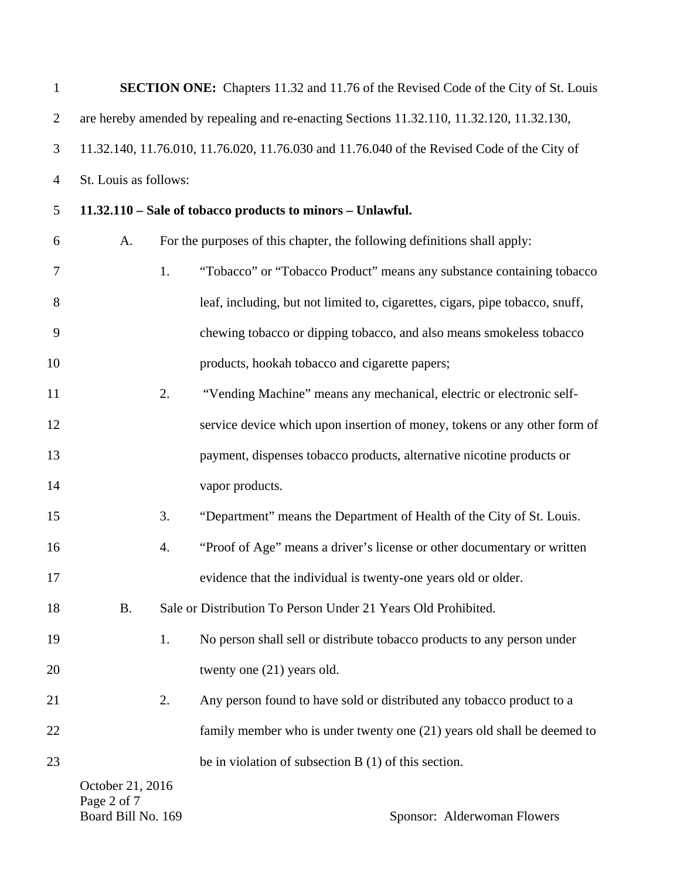**SECTION ONE:** Chapters 11.32 and 11.76 of the Revised Code of the City of St. Louis are hereby amended by repealing and re-enacting Sections 11.32.110, 11.32.120, 11.32.130, 11.32.140, 11.76.010, 11.76.020, 11.76.030 and 11.76.040 of the Revised Code of the City of St. Louis as follows:

**11.32.110 – Sale of tobacco products to minors – Unlawful.**

A. For the purposes of this chapter, the following definitions shall apply:

1. "Tobacco" or "Tobacco Product" means any substance containing tobacco leaf, including, but not limited to, cigarettes, cigars, pipe tobacco, snuff, chewing tobacco or dipping tobacco, and also means smokeless tobacco products, hookah tobacco and cigarette papers;
2. "Vending Machine" means any mechanical, electric or electronic self-service device which upon insertion of money, tokens or any other form of payment, dispenses tobacco products, alternative nicotine products or vapor products.
3. "Department" means the Department of Health of the City of St. Louis.
4. "Proof of Age" means a driver's license or other documentary or written evidence that the individual is twenty-one years old or older.

B. Sale or Distribution To Person Under 21 Years Old Prohibited.

1. No person shall sell or distribute tobacco products to any person under twenty one (21) years old.
2. Any person found to have sold or distributed any tobacco product to a family member who is under twenty one (21) years old shall be deemed to be in violation of subsection B (1) of this section.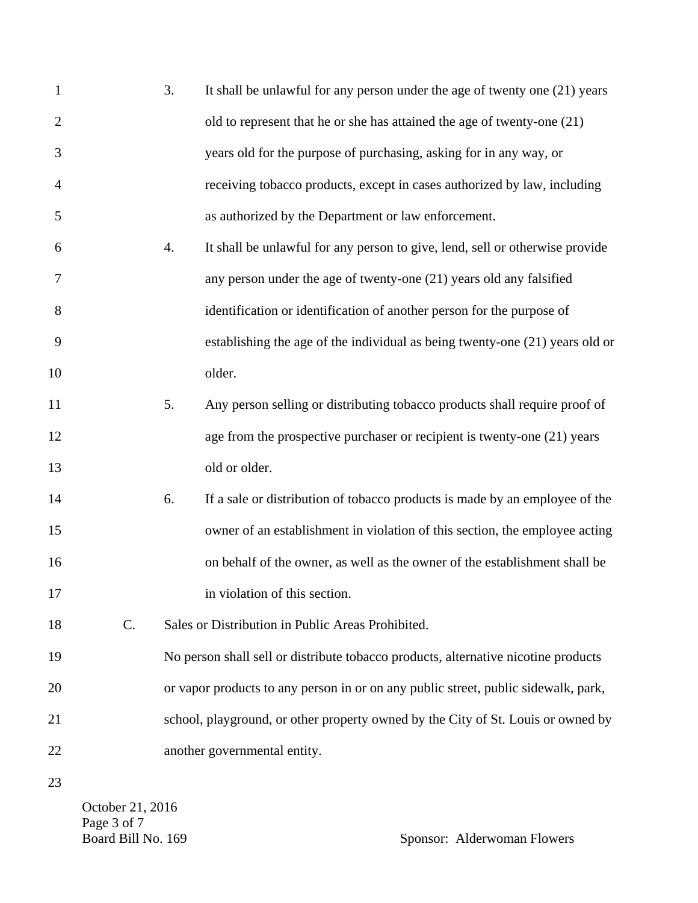3. It shall be unlawful for any person under the age of twenty one (21) years old to represent that he or she has attained the age of twenty-one (21) years old for the purpose of purchasing, asking for in any way, or receiving tobacco products, except in cases authorized by law, including as authorized by the Department or law enforcement.

4. It shall be unlawful for any person to give, lend, sell or otherwise provide any person under the age of twenty-one (21) years old any falsified identification or identification of another person for the purpose of establishing the age of the individual as being twenty-one (21) years old or older.

5. Any person selling or distributing tobacco products shall require proof of age from the prospective purchaser or recipient is twenty-one (21) years old or older.

6. If a sale or distribution of tobacco products is made by an employee of the owner of an establishment in violation of this section, the employee acting on behalf of the owner, as well as the owner of the establishment shall be in violation of this section.

C. Sales or Distribution in Public Areas Prohibited.

No person shall sell or distribute tobacco products, alternative nicotine products or vapor products to any person in or on any public street, public sidewalk, park, school, playground, or other property owned by the City of St. Louis or owned by another governmental entity.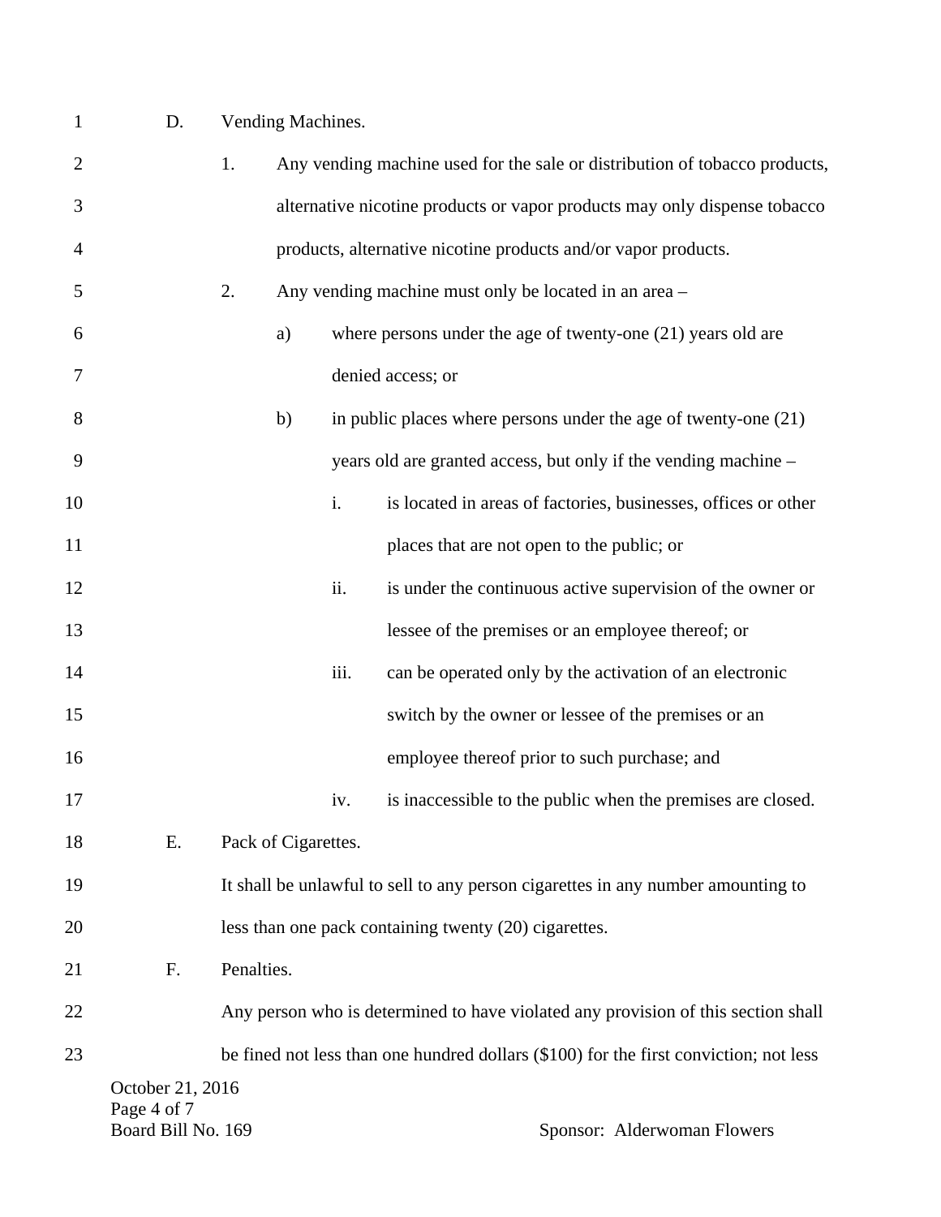D. Vending Machines.

1. Any vending machine used for the sale or distribution of tobacco products, alternative nicotine products or vapor products may only dispense tobacco products, alternative nicotine products and/or vapor products.

2. Any vending machine must only be located in an area –

   a) where persons under the age of twenty-one (21) years old are denied access; or

   b) in public places where persons under the age of twenty-one (21) years old are granted access, but only if the vending machine –

      i. is located in areas of factories, businesses, offices or other places that are not open to the public; or

      ii. is under the continuous active supervision of the owner or lessee of the premises or an employee thereof; or

      iii. can be operated only by the activation of an electronic switch by the owner or lessee of the premises or an employee thereof prior to such purchase; and

      iv. is inaccessible to the public when the premises are closed.

E. Pack of Cigarettes.

It shall be unlawful to sell to any person cigarettes in any number amounting to less than one pack containing twenty (20) cigarettes.

F. Penalties.

Any person who is determined to have violated any provision of this section shall be fined not less than one hundred dollars ($100) for the first conviction; not less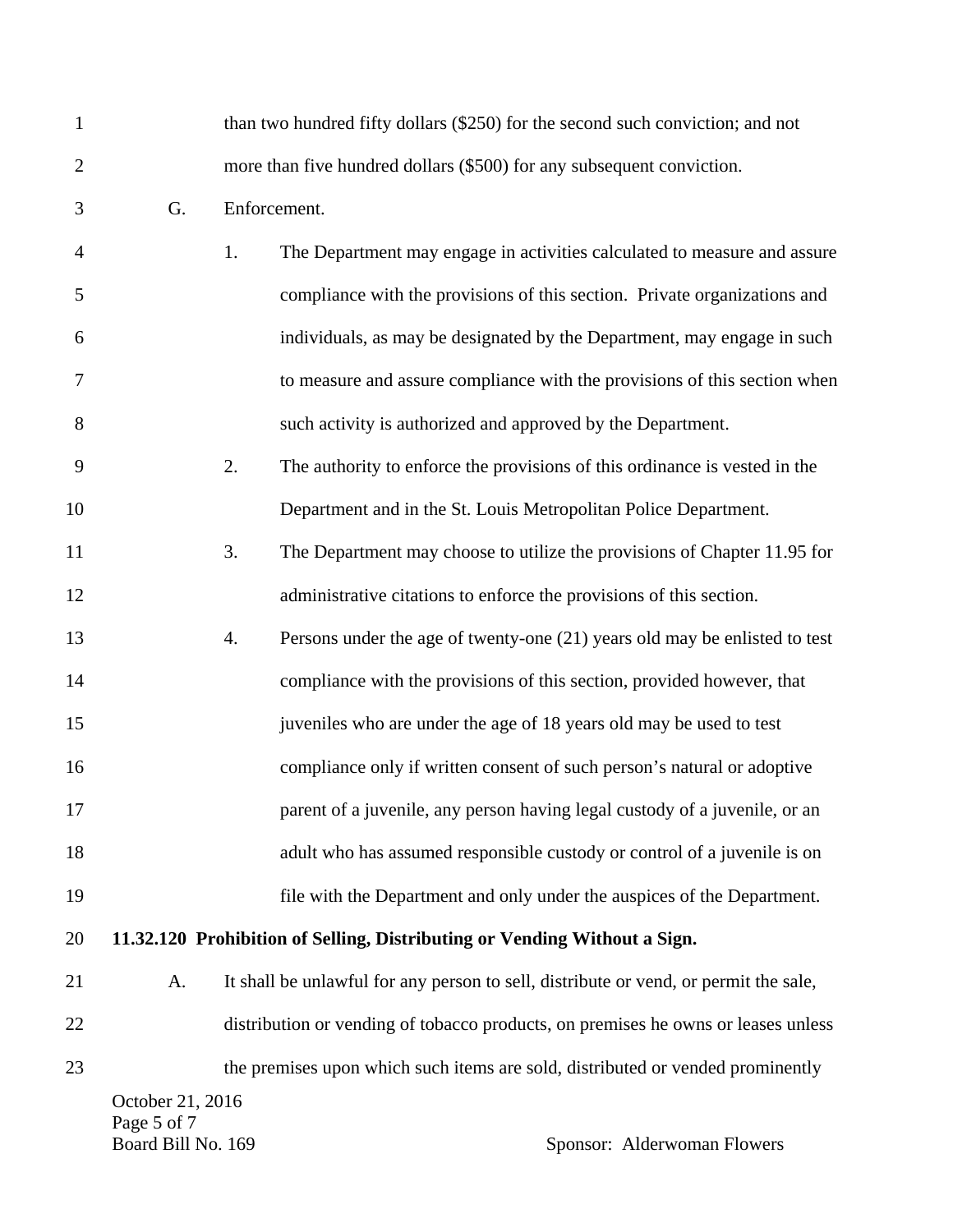than two hundred fifty dollars ($250) for the second such conviction; and not more than five hundred dollars ($500) for any subsequent conviction.

G. Enforcement.

1. The Department may engage in activities calculated to measure and assure compliance with the provisions of this section. Private organizations and individuals, as may be designated by the Department, may engage in such to measure and assure compliance with the provisions of this section when such activity is authorized and approved by the Department.

2. The authority to enforce the provisions of this ordinance is vested in the Department and in the St. Louis Metropolitan Police Department.

3. The Department may choose to utilize the provisions of Chapter 11.95 for administrative citations to enforce the provisions of this section.

4. Persons under the age of twenty-one (21) years old may be enlisted to test compliance with the provisions of this section, provided however, that juveniles who are under the age of 18 years old may be used to test compliance only if written consent of such person's natural or adoptive parent of a juvenile, any person having legal custody of a juvenile, or an adult who has assumed responsible custody or control of a juvenile is on file with the Department and only under the auspices of the Department.

**11.32.120 Prohibition of Selling, Distributing or Vending Without a Sign.**

A. It shall be unlawful for any person to sell, distribute or vend, or permit the sale, distribution or vending of tobacco products, on premises he owns or leases unless the premises upon which such items are sold, distributed or vended prominently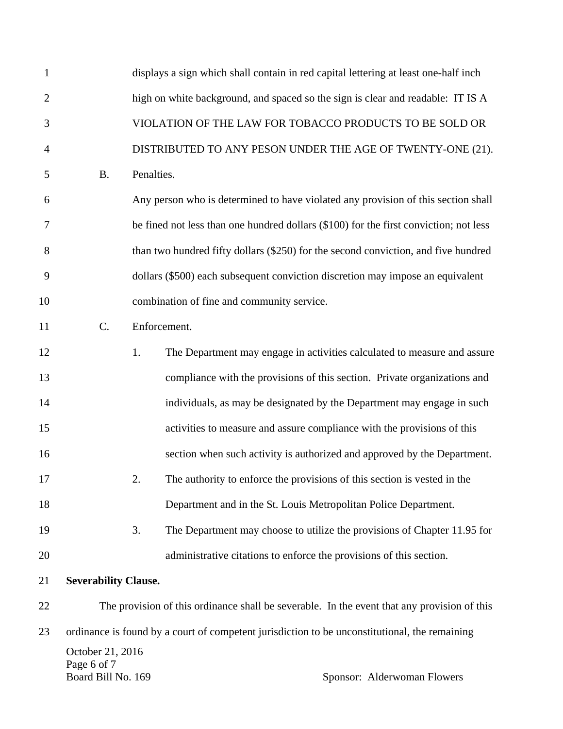displays a sign which shall contain in red capital lettering at least one-half inch high on white background, and spaced so the sign is clear and readable: IT IS A VIOLATION OF THE LAW FOR TOBACCO PRODUCTS TO BE SOLD OR DISTRIBUTED TO ANY PESON UNDER THE AGE OF TWENTY-ONE (21).

B. Penalties.

Any person who is determined to have violated any provision of this section shall be fined not less than one hundred dollars ($100) for the first conviction; not less than two hundred fifty dollars ($250) for the second conviction, and five hundred dollars ($500) each subsequent conviction discretion may impose an equivalent combination of fine and community service.

C. Enforcement.

1. The Department may engage in activities calculated to measure and assure compliance with the provisions of this section. Private organizations and individuals, as may be designated by the Department may engage in such activities to measure and assure compliance with the provisions of this section when such activity is authorized and approved by the Department.

2. The authority to enforce the provisions of this section is vested in the Department and in the St. Louis Metropolitan Police Department.

3. The Department may choose to utilize the provisions of Chapter 11.95 for administrative citations to enforce the provisions of this section.

**Severability Clause.**

The provision of this ordinance shall be severable. In the event that any provision of this ordinance is found by a court of competent jurisdiction to be unconstitutional, the remaining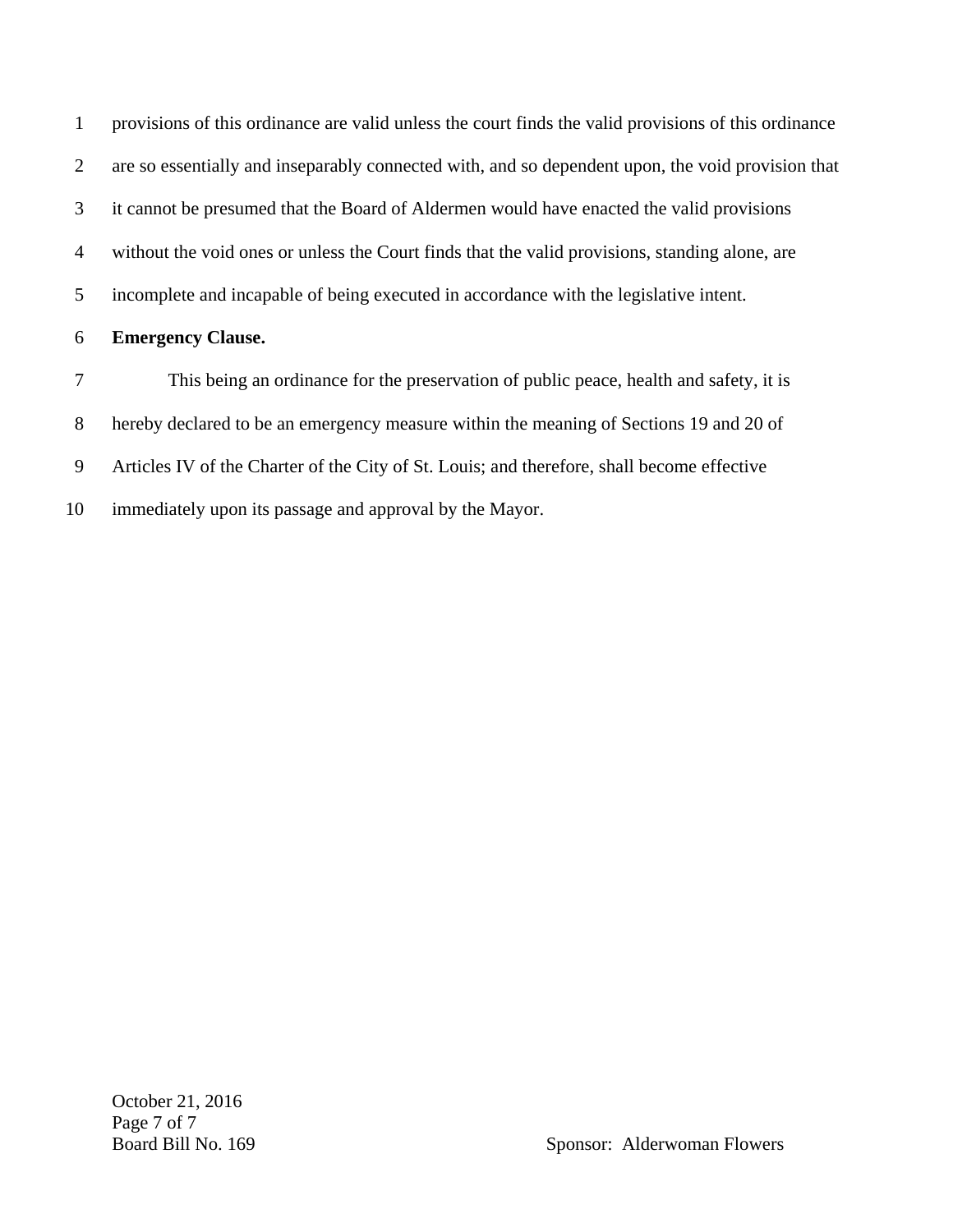provisions of this ordinance are valid unless the court finds the valid provisions of this ordinance are so essentially and inseparably connected with, and so dependent upon, the void provision that it cannot be presumed that the Board of Aldermen would have enacted the valid provisions without the void ones or unless the Court finds that the valid provisions, standing alone, are incomplete and incapable of being executed in accordance with the legislative intent.

**Emergency Clause.**

This being an ordinance for the preservation of public peace, health and safety, it is hereby declared to be an emergency measure within the meaning of Sections 19 and 20 of Articles IV of the Charter of the City of St. Louis; and therefore, shall become effective immediately upon its passage and approval by the Mayor.